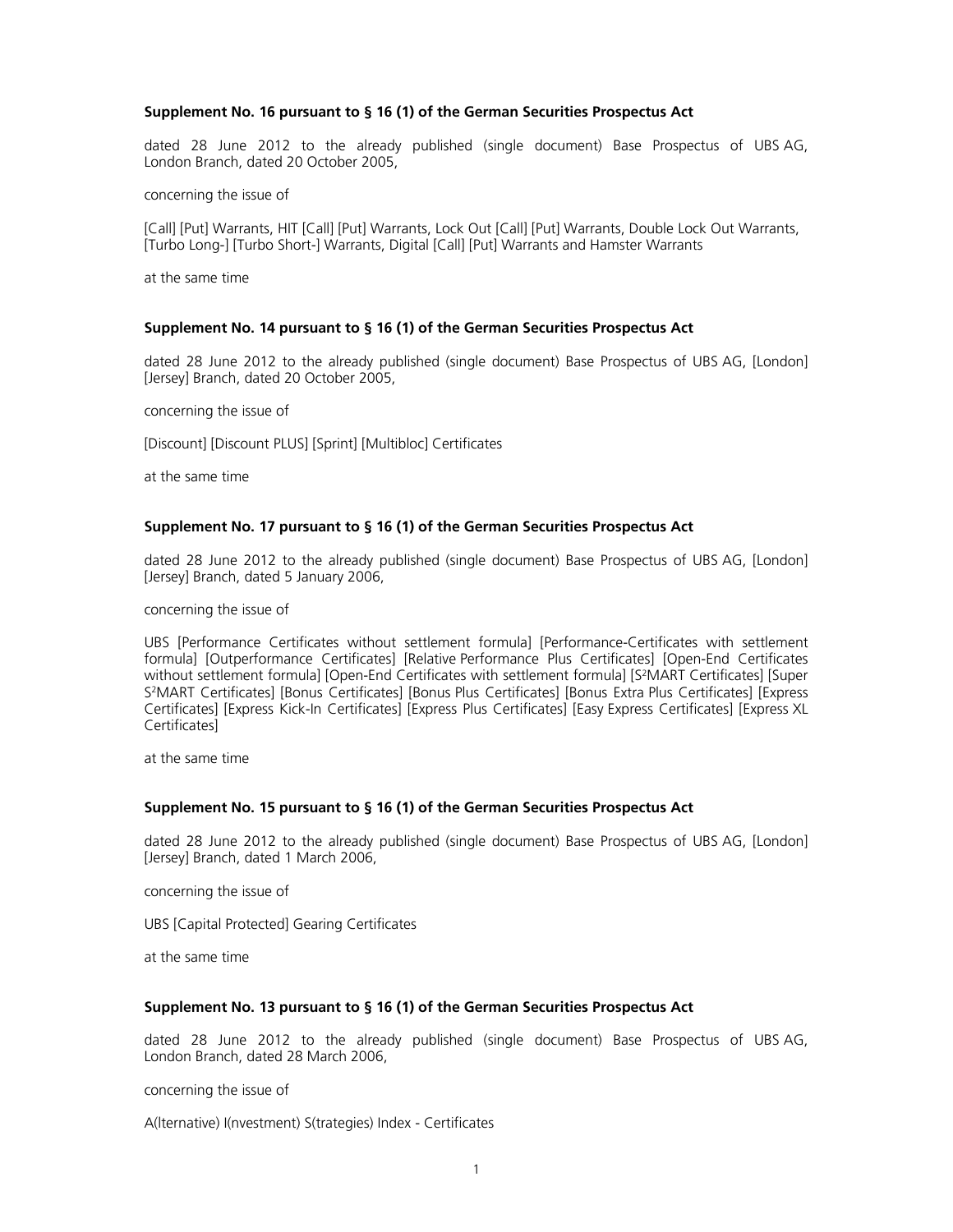**Supplement No. 16 pursuant to § 16 (1) of the German Securities Prospectus Act**

dated 28 June 2012 to the already published (single document) Base Prospectus of UBS AG, London Branch, dated 20 October 2005,

concerning the issue of

[Call] [Put] Warrants, HIT [Call] [Put] Warrants, Lock Out [Call] [Put] Warrants, Double Lock Out Warrants, [Turbo Long-] [Turbo Short-] Warrants, Digital [Call] [Put] Warrants and Hamster Warrants

at the same time

**Supplement No. 14 pursuant to § 16 (1) of the German Securities Prospectus Act**

dated 28 June 2012 to the already published (single document) Base Prospectus of UBS AG, [London] [Jersey] Branch, dated 20 October 2005,

concerning the issue of

[Discount] [Discount PLUS] [Sprint] [Multibloc] Certificates

at the same time

**Supplement No. 17 pursuant to § 16 (1) of the German Securities Prospectus Act**

dated 28 June 2012 to the already published (single document) Base Prospectus of UBS AG, [London] [Jersey] Branch, dated 5 January 2006,

concerning the issue of

UBS [Performance Certificates without settlement formula] [Performance-Certificates with settlement formula] [Outperformance Certificates] [Relative Performance Plus Certificates] [Open-End Certificates without settlement formula] [Open-End Certificates with settlement formula] [S²MART Certificates] [Super S²MART Certificates] [Bonus Certificates] [Bonus Plus Certificates] [Bonus Extra Plus Certificates] [Express Certificates] [Express Kick-In Certificates] [Express Plus Certificates] [Easy Express Certificates] [Express XL Certificates]

at the same time

**Supplement No. 15 pursuant to § 16 (1) of the German Securities Prospectus Act**

dated 28 June 2012 to the already published (single document) Base Prospectus of UBS AG, [London] [Jersey] Branch, dated 1 March 2006,

concerning the issue of

UBS [Capital Protected] Gearing Certificates

at the same time

**Supplement No. 13 pursuant to § 16 (1) of the German Securities Prospectus Act**

dated 28 June 2012 to the already published (single document) Base Prospectus of UBS AG, London Branch, dated 28 March 2006,

concerning the issue of

A(lternative) I(nvestment) S(trategies) Index - Certificates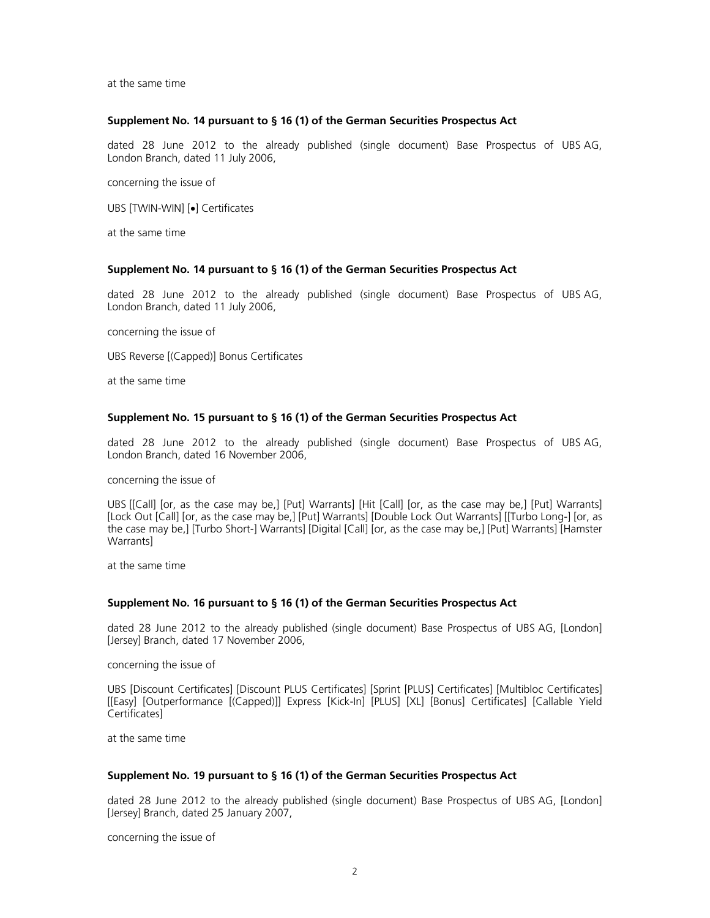at the same time

**Supplement No. 14 pursuant to § 16 (1) of the German Securities Prospectus Act**

dated 28 June 2012 to the already published (single document) Base Prospectus of UBS AG, London Branch, dated 11 July 2006,

concerning the issue of

UBS [TWIN-WIN] [•] Certificates

at the same time

**Supplement No. 14 pursuant to § 16 (1) of the German Securities Prospectus Act**

dated 28 June 2012 to the already published (single document) Base Prospectus of UBS AG, London Branch, dated 11 July 2006,

concerning the issue of

UBS Reverse [(Capped)] Bonus Certificates

at the same time

**Supplement No. 15 pursuant to § 16 (1) of the German Securities Prospectus Act**

dated 28 June 2012 to the already published (single document) Base Prospectus of UBS AG, London Branch, dated 16 November 2006,

concerning the issue of

UBS [[Call] [or, as the case may be,] [Put] Warrants] [Hit [Call] [or, as the case may be,] [Put] Warrants] [Lock Out [Call] [or, as the case may be,] [Put] Warrants] [Double Lock Out Warrants] [[Turbo Long-] [or, as the case may be,] [Turbo Short-] Warrants] [Digital [Call] [or, as the case may be,] [Put] Warrants] [Hamster Warrants]

at the same time

**Supplement No. 16 pursuant to § 16 (1) of the German Securities Prospectus Act**

dated 28 June 2012 to the already published (single document) Base Prospectus of UBS AG, [London] [Jersey] Branch, dated 17 November 2006,

concerning the issue of

UBS [Discount Certificates] [Discount PLUS Certificates] [Sprint [PLUS] Certificates] [Multibloc Certificates] [[Easy] [Outperformance [(Capped)]] Express [Kick-In] [PLUS] [XL] [Bonus] Certificates] [Callable Yield Certificates]

at the same time

**Supplement No. 19 pursuant to § 16 (1) of the German Securities Prospectus Act**

dated 28 June 2012 to the already published (single document) Base Prospectus of UBS AG, [London] [Jersey] Branch, dated 25 January 2007,

concerning the issue of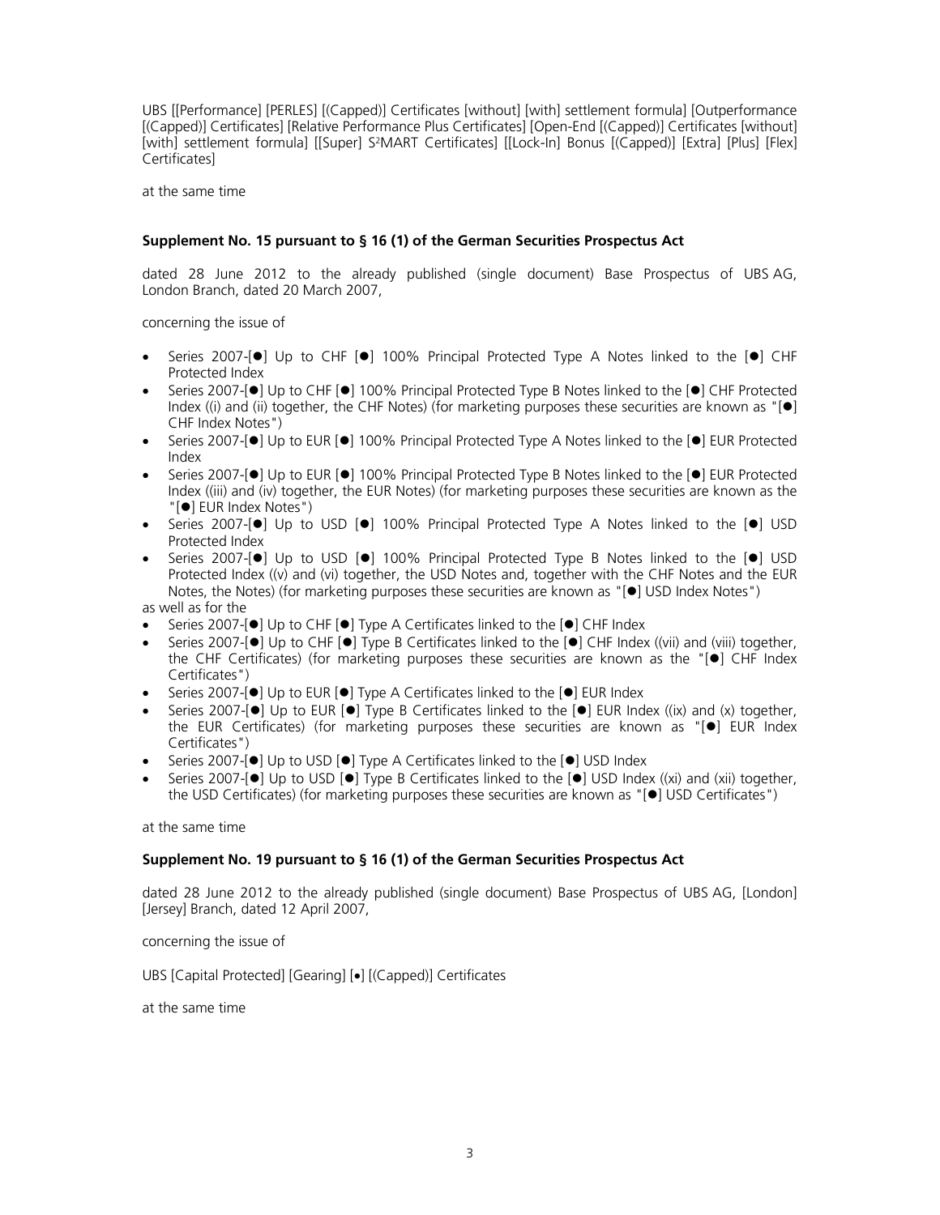UBS [[Performance] [PERLES] [(Capped)] Certificates [without] [with] settlement formula] [Outperformance [(Capped)] Certificates] [Relative Performance Plus Certificates] [Open-End [(Capped)] Certificates [without] [with] settlement formula] [[Super] S²MART Certificates] [[Lock-In] Bonus [(Capped)] [Extra] [Plus] [Flex] Certificates]

at the same time

**Supplement No. 15 pursuant to § 16 (1) of the German Securities Prospectus Act**

dated 28 June 2012 to the already published (single document) Base Prospectus of UBS AG, London Branch, dated 20 March 2007,

concerning the issue of

- Series 2007-[●] Up to CHF [●] 100% Principal Protected Type A Notes linked to the [●] CHF Protected Index
- Series 2007-[●] Up to CHF [●] 100% Principal Protected Type B Notes linked to the [●] CHF Protected Index ((i) and (ii) together, the CHF Notes) (for marketing purposes these securities are known as "[●] CHF Index Notes")
- Series 2007-[●] Up to EUR [●] 100% Principal Protected Type A Notes linked to the [●] EUR Protected Index
- Series 2007-[●] Up to EUR [●] 100% Principal Protected Type B Notes linked to the [●] EUR Protected Index ((iii) and (iv) together, the EUR Notes) (for marketing purposes these securities are known as the "[●] EUR Index Notes")
- Series 2007-[●] Up to USD [●] 100% Principal Protected Type A Notes linked to the [●] USD Protected Index
- Series 2007-[●] Up to USD [●] 100% Principal Protected Type B Notes linked to the [●] USD Protected Index ((v) and (vi) together, the USD Notes and, together with the CHF Notes and the EUR Notes, the Notes) (for marketing purposes these securities are known as "[●] USD Index Notes")

as well as for the

- Series 2007-[●] Up to CHF [●] Type A Certificates linked to the [●] CHF Index
- Series 2007-[●] Up to CHF [●] Type B Certificates linked to the [●] CHF Index ((vii) and (viii) together, the CHF Certificates) (for marketing purposes these securities are known as the "[●] CHF Index Certificates")
- Series 2007-[●] Up to EUR [●] Type A Certificates linked to the [●] EUR Index
- Series 2007-[●] Up to EUR [●] Type B Certificates linked to the [●] EUR Index ((ix) and (x) together, the EUR Certificates) (for marketing purposes these securities are known as "[●] EUR Index Certificates")
- Series 2007-[●] Up to USD [●] Type A Certificates linked to the [●] USD Index
- Series 2007-[●] Up to USD [●] Type B Certificates linked to the [●] USD Index ((xi) and (xii) together, the USD Certificates) (for marketing purposes these securities are known as "[●] USD Certificates")

at the same time

**Supplement No. 19 pursuant to § 16 (1) of the German Securities Prospectus Act**

dated 28 June 2012 to the already published (single document) Base Prospectus of UBS AG, [London] [Jersey] Branch, dated 12 April 2007,

concerning the issue of

UBS [Capital Protected] [Gearing] [•] [(Capped)] Certificates

at the same time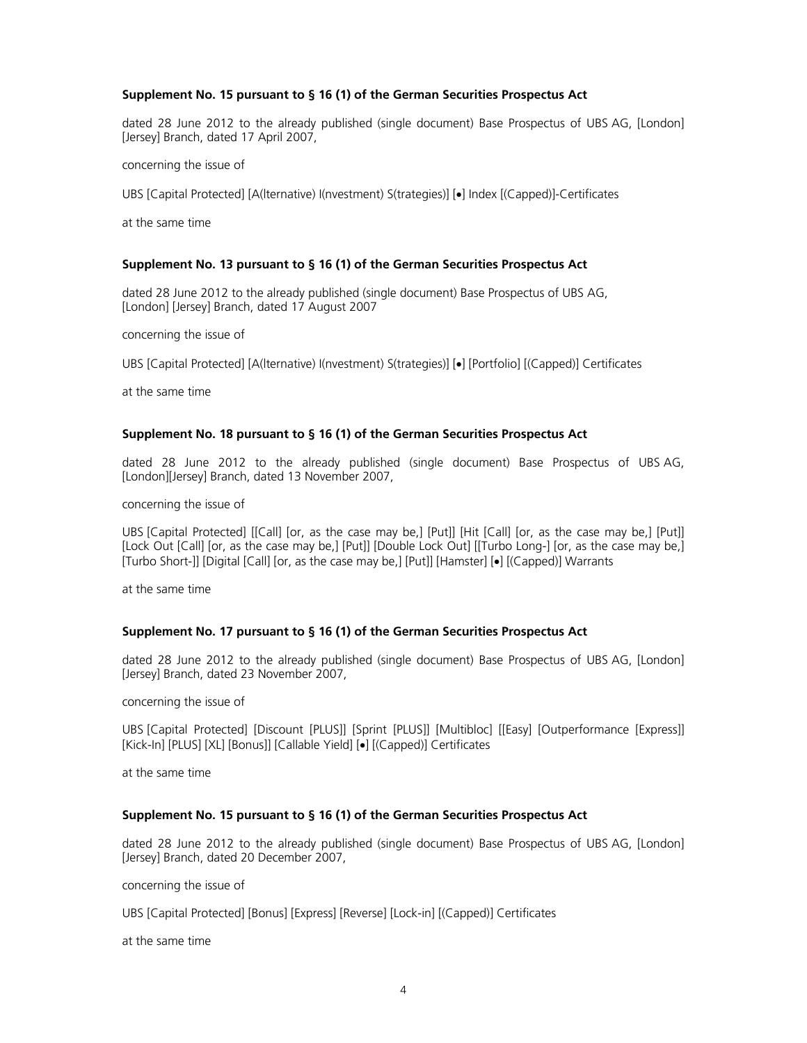**Supplement No. 15 pursuant to § 16 (1) of the German Securities Prospectus Act**

dated 28 June 2012 to the already published (single document) Base Prospectus of UBS AG, [London] [Jersey] Branch, dated 17 April 2007,

concerning the issue of

UBS [Capital Protected] [A(lternative) I(nvestment) S(trategies)] [•] Index [(Capped)]-Certificates

at the same time

**Supplement No. 13 pursuant to § 16 (1) of the German Securities Prospectus Act**

dated 28 June 2012 to the already published (single document) Base Prospectus of UBS AG, [London] [Jersey] Branch, dated 17 August 2007

concerning the issue of

UBS [Capital Protected] [A(lternative) I(nvestment) S(trategies)] [•] [Portfolio] [(Capped)] Certificates

at the same time

**Supplement No. 18 pursuant to § 16 (1) of the German Securities Prospectus Act**

dated 28 June 2012 to the already published (single document) Base Prospectus of UBS AG, [London][Jersey] Branch, dated 13 November 2007,

concerning the issue of

UBS [Capital Protected] [[Call] [or, as the case may be,] [Put]] [Hit [Call] [or, as the case may be,] [Put]] [Lock Out [Call] [or, as the case may be,] [Put]] [Double Lock Out] [[Turbo Long-] [or, as the case may be,] [Turbo Short-]] [Digital [Call] [or, as the case may be,] [Put]] [Hamster] [•] [(Capped)] Warrants

at the same time

**Supplement No. 17 pursuant to § 16 (1) of the German Securities Prospectus Act**

dated 28 June 2012 to the already published (single document) Base Prospectus of UBS AG, [London] [Jersey] Branch, dated 23 November 2007,

concerning the issue of

UBS [Capital Protected] [Discount [PLUS]] [Sprint [PLUS]] [Multibloc] [[Easy] [Outperformance [Express]] [Kick-In] [PLUS] [XL] [Bonus]] [Callable Yield] [•] [(Capped)] Certificates

at the same time

**Supplement No. 15 pursuant to § 16 (1) of the German Securities Prospectus Act**

dated 28 June 2012 to the already published (single document) Base Prospectus of UBS AG, [London] [Jersey] Branch, dated 20 December 2007,

concerning the issue of

UBS [Capital Protected] [Bonus] [Express] [Reverse] [Lock-in] [(Capped)] Certificates

at the same time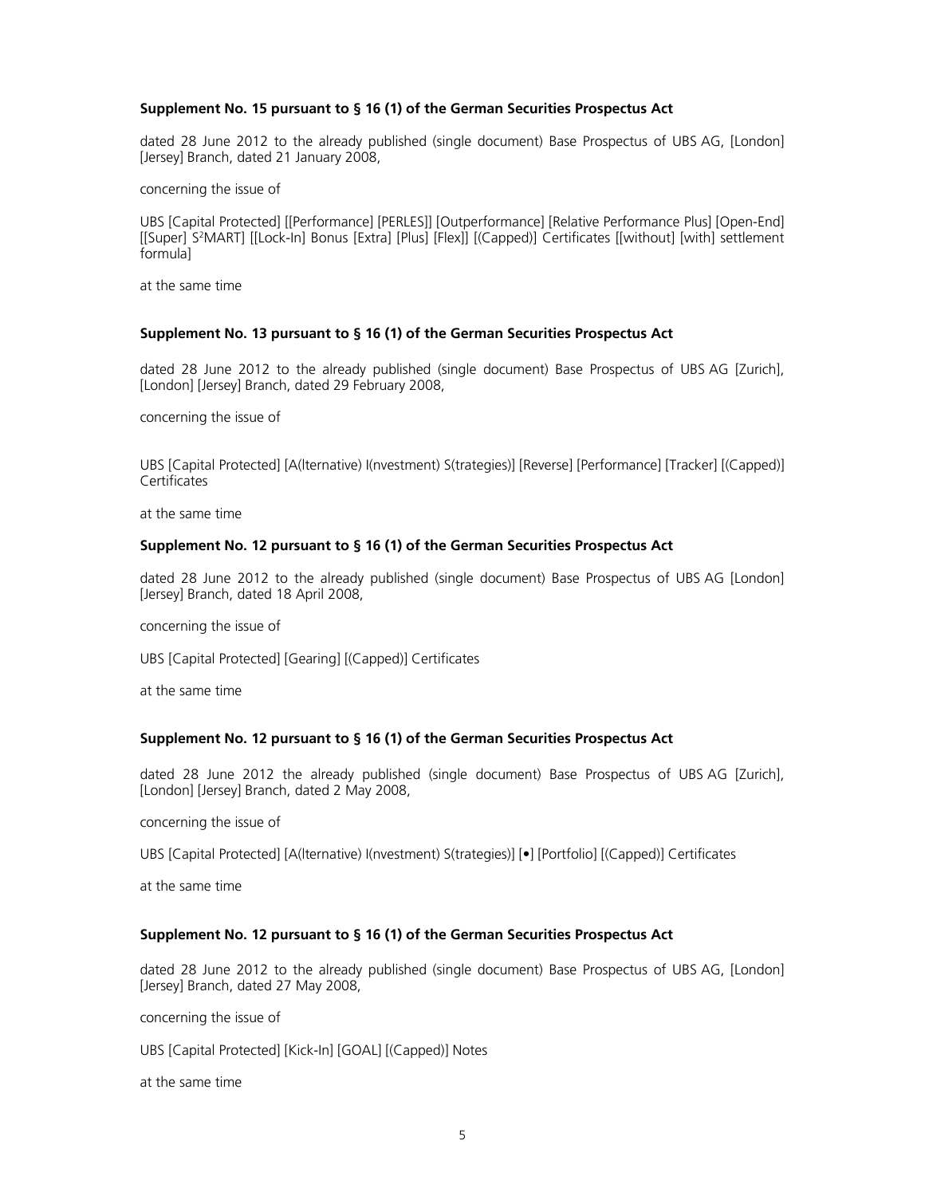**Supplement No. 15 pursuant to § 16 (1) of the German Securities Prospectus Act**

dated 28 June 2012 to the already published (single document) Base Prospectus of UBS AG, [London] [Jersey] Branch, dated 21 January 2008,

concerning the issue of

UBS [Capital Protected] [[Performance] [PERLES]] [Outperformance] [Relative Performance Plus] [Open-End] [[Super] S²MART] [[Lock-In] Bonus [Extra] [Plus] [Flex]] [(Capped)] Certificates [[without] [with] settlement formula]

at the same time

**Supplement No. 13 pursuant to § 16 (1) of the German Securities Prospectus Act**

dated 28 June 2012 to the already published (single document) Base Prospectus of UBS AG [Zurich], [London] [Jersey] Branch, dated 29 February 2008,

concerning the issue of

UBS [Capital Protected] [A(lternative) I(nvestment) S(trategies)] [Reverse] [Performance] [Tracker] [(Capped)] Certificates

at the same time

**Supplement No. 12 pursuant to § 16 (1) of the German Securities Prospectus Act**

dated 28 June 2012 to the already published (single document) Base Prospectus of UBS AG [London] [Jersey] Branch, dated 18 April 2008,

concerning the issue of

UBS [Capital Protected] [Gearing] [(Capped)] Certificates

at the same time

**Supplement No. 12 pursuant to § 16 (1) of the German Securities Prospectus Act**

dated 28 June 2012 the already published (single document) Base Prospectus of UBS AG [Zurich], [London] [Jersey] Branch, dated 2 May 2008,

concerning the issue of

UBS [Capital Protected] [A(lternative) I(nvestment) S(trategies)] [•] [Portfolio] [(Capped)] Certificates

at the same time

**Supplement No. 12 pursuant to § 16 (1) of the German Securities Prospectus Act**

dated 28 June 2012 to the already published (single document) Base Prospectus of UBS AG, [London] [Jersey] Branch, dated 27 May 2008,

concerning the issue of

UBS [Capital Protected] [Kick-In] [GOAL] [(Capped)] Notes

at the same time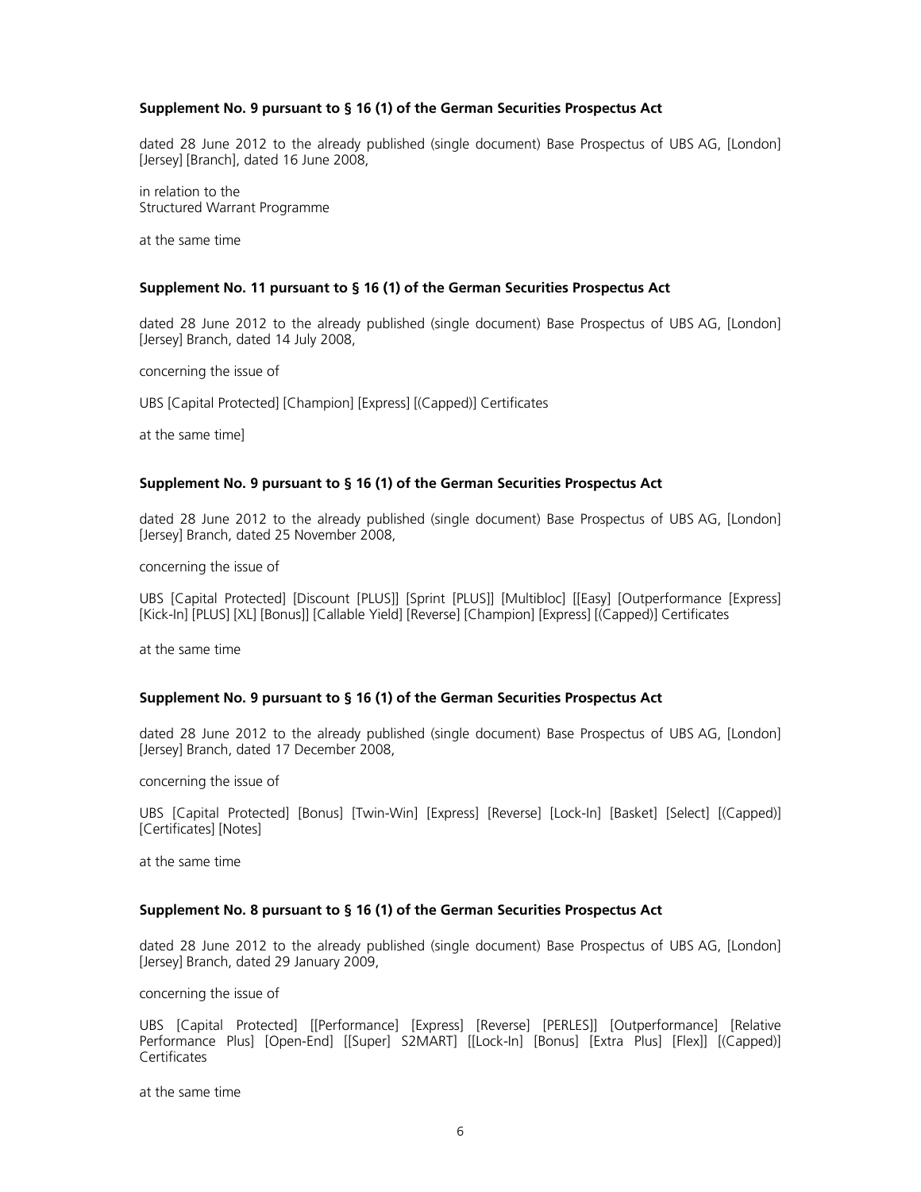**Supplement No. 9 pursuant to § 16 (1) of the German Securities Prospectus Act**

dated 28 June 2012 to the already published (single document) Base Prospectus of UBS AG, [London] [Jersey] [Branch], dated 16 June 2008,

in relation to the
Structured Warrant Programme

at the same time

**Supplement No. 11 pursuant to § 16 (1) of the German Securities Prospectus Act**

dated 28 June 2012 to the already published (single document) Base Prospectus of UBS AG, [London] [Jersey] Branch, dated 14 July 2008,

concerning the issue of

UBS [Capital Protected] [Champion] [Express] [(Capped)] Certificates

at the same time]

**Supplement No. 9 pursuant to § 16 (1) of the German Securities Prospectus Act**

dated 28 June 2012 to the already published (single document) Base Prospectus of UBS AG, [London] [Jersey] Branch, dated 25 November 2008,

concerning the issue of

UBS [Capital Protected] [Discount [PLUS]] [Sprint [PLUS]] [Multibloc] [[Easy] [Outperformance [Express] [Kick-In] [PLUS] [XL] [Bonus]] [Callable Yield] [Reverse] [Champion] [Express] [(Capped)] Certificates

at the same time

**Supplement No. 9 pursuant to § 16 (1) of the German Securities Prospectus Act**

dated 28 June 2012 to the already published (single document) Base Prospectus of UBS AG, [London] [Jersey] Branch, dated 17 December 2008,

concerning the issue of

UBS [Capital Protected] [Bonus] [Twin-Win] [Express] [Reverse] [Lock-In] [Basket] [Select] [(Capped)] [Certificates] [Notes]

at the same time

**Supplement No. 8 pursuant to § 16 (1) of the German Securities Prospectus Act**

dated 28 June 2012 to the already published (single document) Base Prospectus of UBS AG, [London] [Jersey] Branch, dated 29 January 2009,

concerning the issue of

UBS [Capital Protected] [[Performance] [Express] [Reverse] [PERLES]] [Outperformance] [Relative Performance Plus] [Open-End] [[Super] S2MART] [[Lock-In] [Bonus] [Extra Plus] [Flex]] [(Capped)] Certificates

at the same time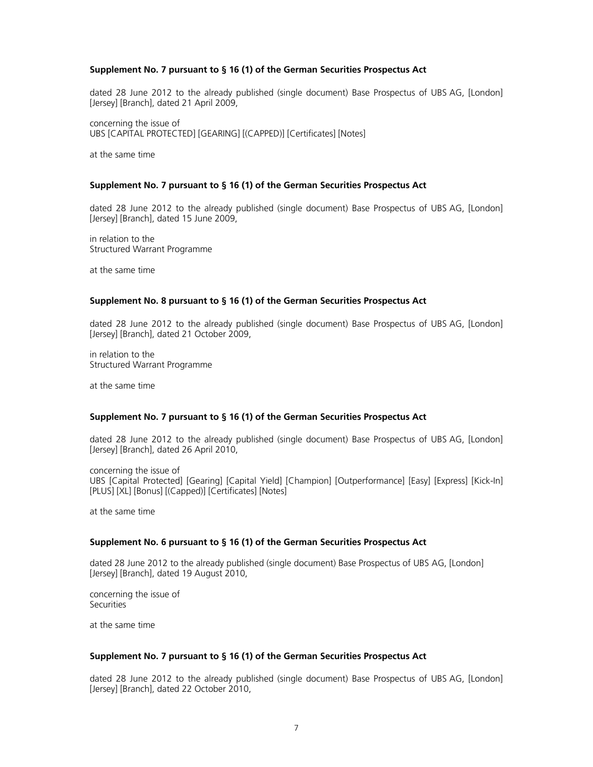**Supplement No. 7 pursuant to § 16 (1) of the German Securities Prospectus Act**

dated 28 June 2012 to the already published (single document) Base Prospectus of UBS AG, [London] [Jersey] [Branch], dated 21 April 2009,

concerning the issue of
UBS [CAPITAL PROTECTED] [GEARING] [(CAPPED)] [Certificates] [Notes]

at the same time

**Supplement No. 7 pursuant to § 16 (1) of the German Securities Prospectus Act**

dated 28 June 2012 to the already published (single document) Base Prospectus of UBS AG, [London] [Jersey] [Branch], dated 15 June 2009,

in relation to the
Structured Warrant Programme

at the same time

**Supplement No. 8 pursuant to § 16 (1) of the German Securities Prospectus Act**

dated 28 June 2012 to the already published (single document) Base Prospectus of UBS AG, [London] [Jersey] [Branch], dated 21 October 2009,

in relation to the
Structured Warrant Programme

at the same time

**Supplement No. 7 pursuant to § 16 (1) of the German Securities Prospectus Act**

dated 28 June 2012 to the already published (single document) Base Prospectus of UBS AG, [London] [Jersey] [Branch], dated 26 April 2010,

concerning the issue of
UBS [Capital Protected] [Gearing] [Capital Yield] [Champion] [Outperformance] [Easy] [Express] [Kick-In] [PLUS] [XL] [Bonus] [(Capped)] [Certificates] [Notes]

at the same time

**Supplement No. 6 pursuant to § 16 (1) of the German Securities Prospectus Act**

dated 28 June 2012 to the already published (single document) Base Prospectus of UBS AG, [London] [Jersey] [Branch], dated 19 August 2010,

concerning the issue of
Securities

at the same time

**Supplement No. 7 pursuant to § 16 (1) of the German Securities Prospectus Act**

dated 28 June 2012 to the already published (single document) Base Prospectus of UBS AG, [London] [Jersey] [Branch], dated 22 October 2010,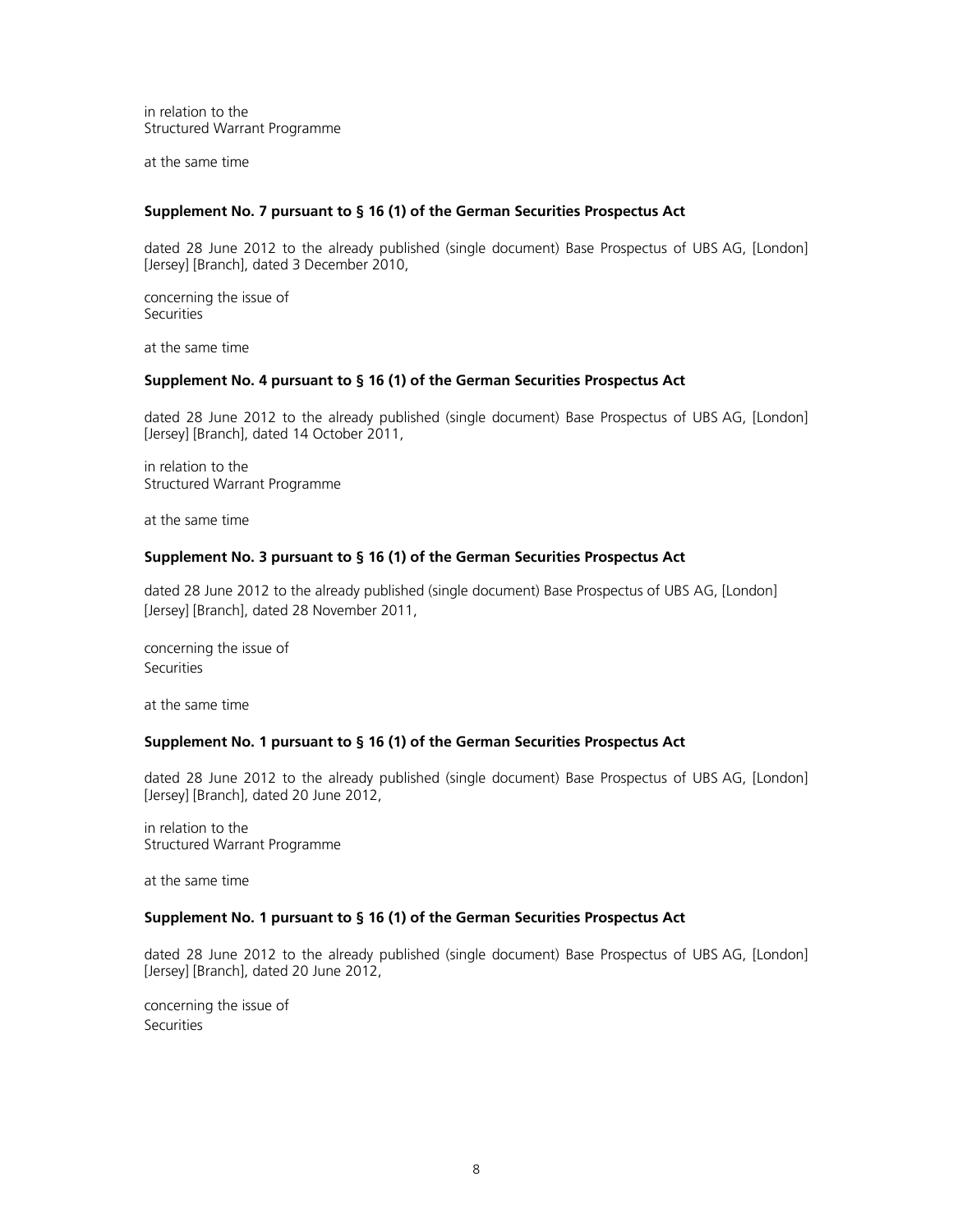in relation to the
Structured Warrant Programme

at the same time

**Supplement No. 7 pursuant to § 16 (1) of the German Securities Prospectus Act**

dated 28 June 2012 to the already published (single document) Base Prospectus of UBS AG, [London] [Jersey] [Branch], dated 3 December 2010,

concerning the issue of
Securities

at the same time

**Supplement No. 4 pursuant to § 16 (1) of the German Securities Prospectus Act**

dated 28 June 2012 to the already published (single document) Base Prospectus of UBS AG, [London] [Jersey] [Branch], dated 14 October 2011,

in relation to the
Structured Warrant Programme

at the same time

**Supplement No. 3 pursuant to § 16 (1) of the German Securities Prospectus Act**

dated 28 June 2012 to the already published (single document) Base Prospectus of UBS AG, [London] [Jersey] [Branch], dated 28 November 2011,

concerning the issue of
Securities

at the same time

**Supplement No. 1 pursuant to § 16 (1) of the German Securities Prospectus Act**

dated 28 June 2012 to the already published (single document) Base Prospectus of UBS AG, [London] [Jersey] [Branch], dated 20 June 2012,

in relation to the
Structured Warrant Programme

at the same time

**Supplement No. 1 pursuant to § 16 (1) of the German Securities Prospectus Act**

dated 28 June 2012 to the already published (single document) Base Prospectus of UBS AG, [London] [Jersey] [Branch], dated 20 June 2012,

concerning the issue of
Securities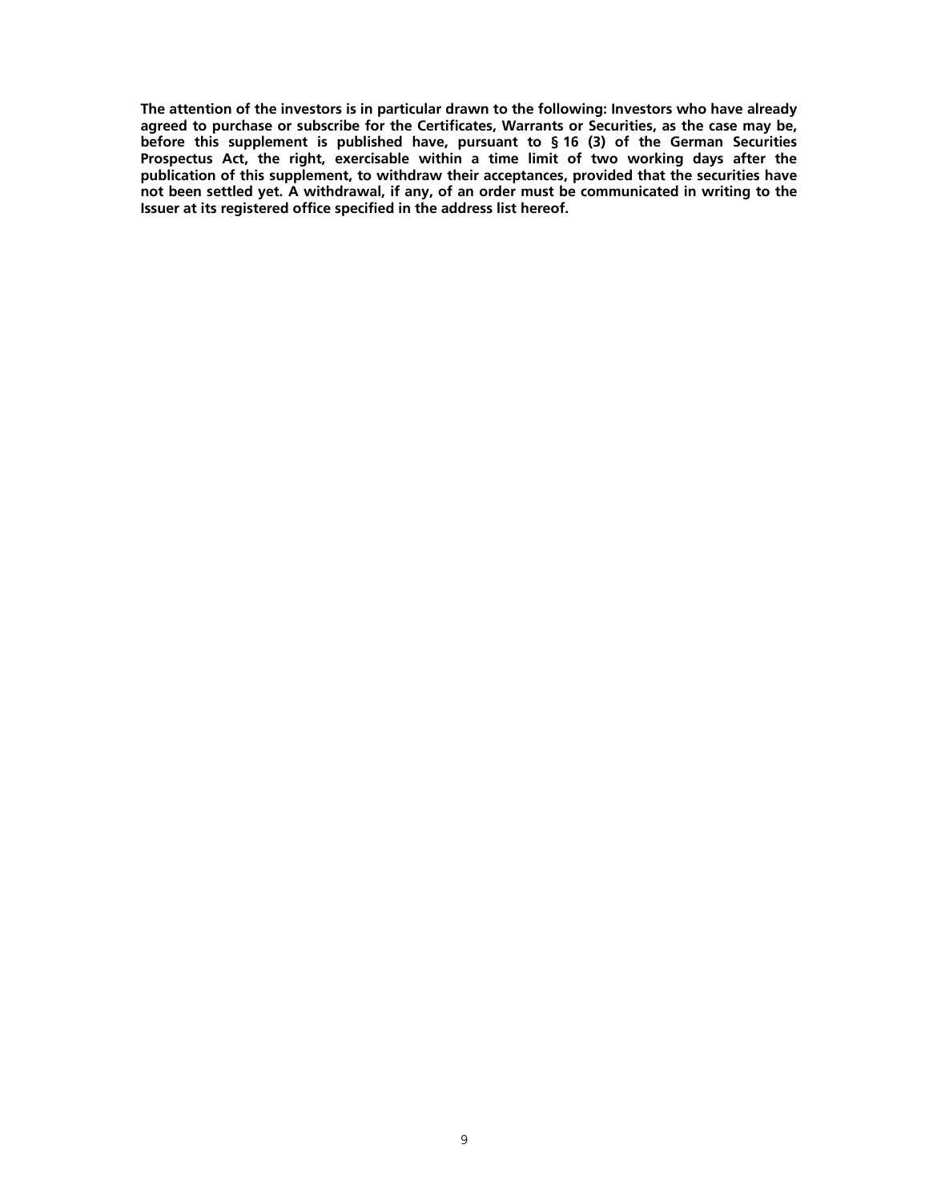**The attention of the investors is in particular drawn to the following: Investors who have already agreed to purchase or subscribe for the Certificates, Warrants or Securities, as the case may be, before this supplement is published have, pursuant to § 16 (3) of the German Securities Prospectus Act, the right, exercisable within a time limit of two working days after the publication of this supplement, to withdraw their acceptances, provided that the securities have not been settled yet. A withdrawal, if any, of an order must be communicated in writing to the Issuer at its registered office specified in the address list hereof.**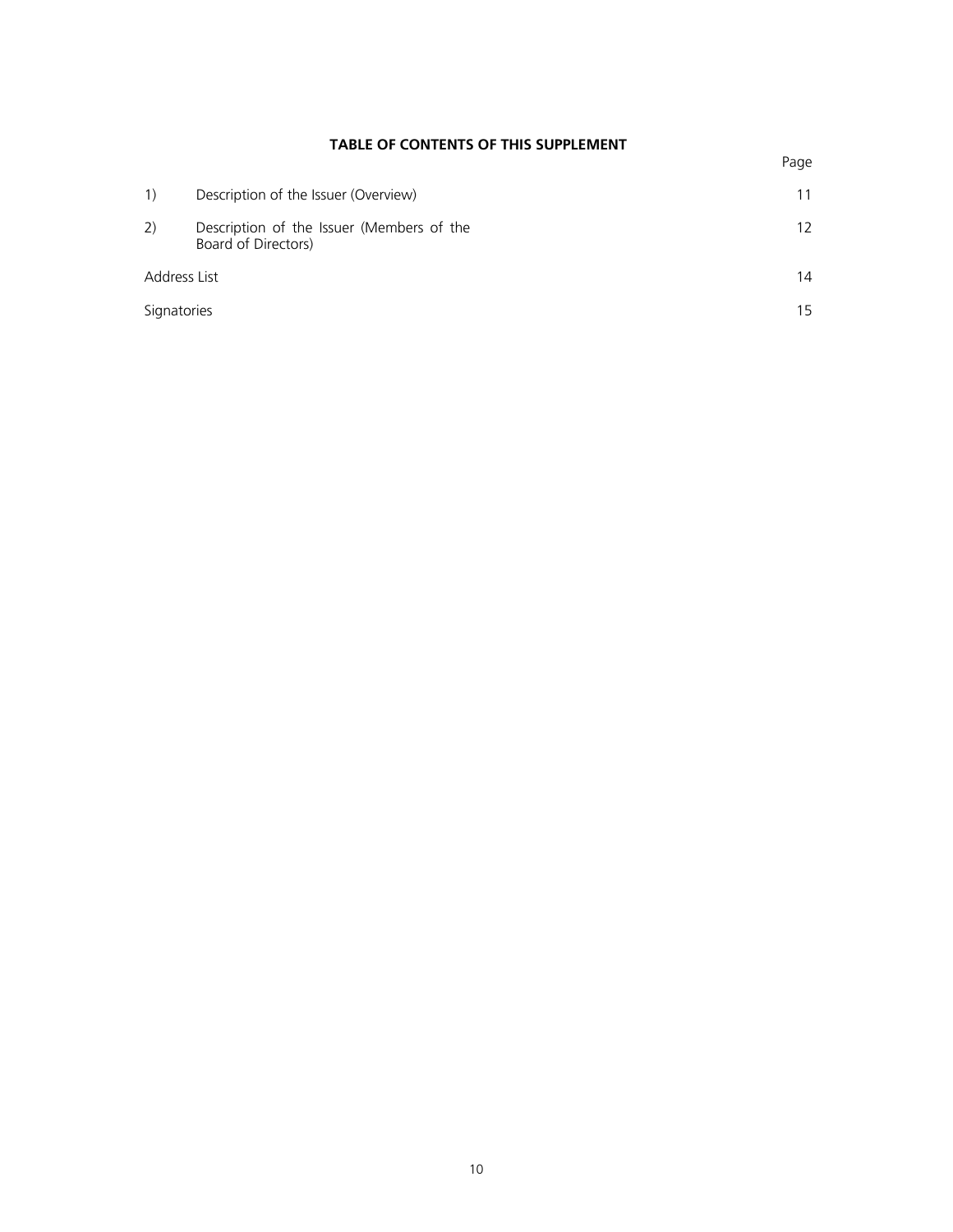## TABLE OF CONTENTS OF THIS SUPPLEMENT

| | | Page |
|---|---|---|
| 1) | Description of the Issuer (Overview) | 11 |
| 2) | Description of the Issuer (Members of the Board of Directors) | 12 |
| Address List | | 14 |
| Signatories | | 15 |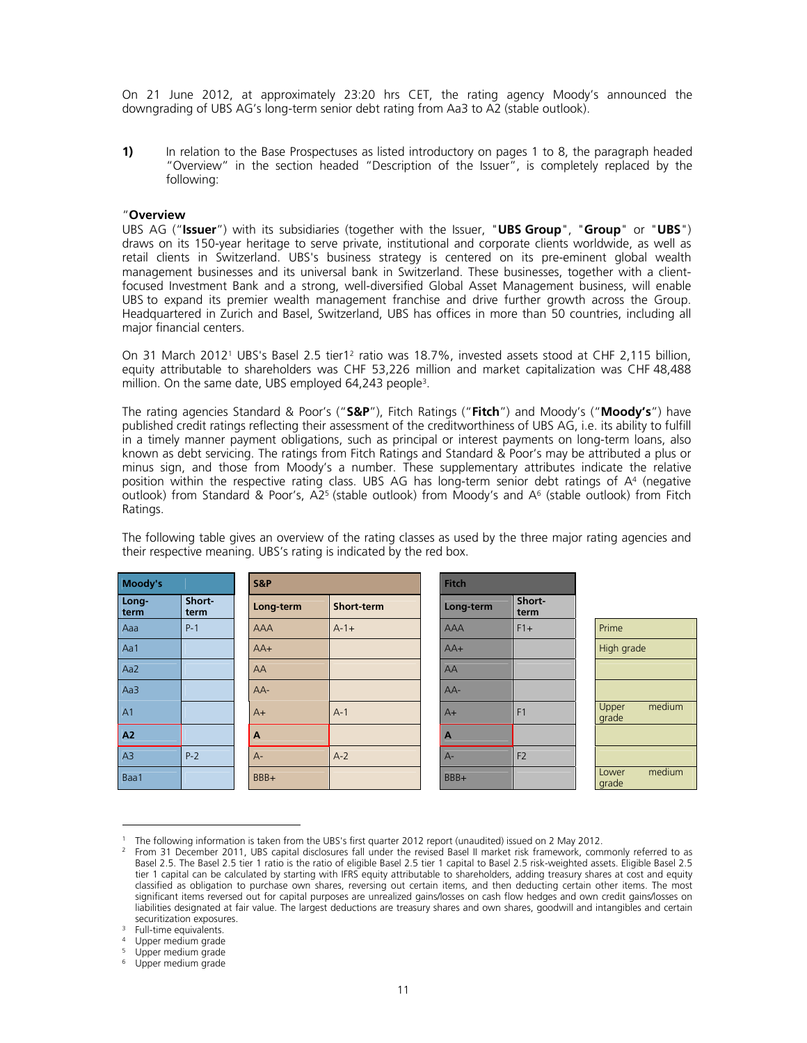On 21 June 2012, at approximately 23:20 hrs CET, the rating agency Moody's announced the downgrading of UBS AG's long-term senior debt rating from Aa3 to A2 (stable outlook).

**1)** In relation to the Base Prospectuses as listed introductory on pages 1 to 8, the paragraph headed "Overview" in the section headed "Description of the Issuer", is completely replaced by the following:

"**Overview**

UBS AG ("**Issuer**") with its subsidiaries (together with the Issuer, "**UBS Group**", "**Group**" or "**UBS**") draws on its 150-year heritage to serve private, institutional and corporate clients worldwide, as well as retail clients in Switzerland. UBS's business strategy is centered on its pre-eminent global wealth management businesses and its universal bank in Switzerland. These businesses, together with a client-focused Investment Bank and a strong, well-diversified Global Asset Management business, will enable UBS to expand its premier wealth management franchise and drive further growth across the Group. Headquartered in Zurich and Basel, Switzerland, UBS has offices in more than 50 countries, including all major financial centers.

On 31 March 2012[1] UBS's Basel 2.5 tier1[2] ratio was 18.7%, invested assets stood at CHF 2,115 billion, equity attributable to shareholders was CHF 53,226 million and market capitalization was CHF 48,488 million. On the same date, UBS employed 64,243 people[3].

The rating agencies Standard & Poor's ("**S&P**"), Fitch Ratings ("**Fitch**") and Moody's ("**Moody's**") have published credit ratings reflecting their assessment of the creditworthiness of UBS AG, i.e. its ability to fulfill in a timely manner payment obligations, such as principal or interest payments on long-term loans, also known as debt servicing. The ratings from Fitch Ratings and Standard & Poor's may be attributed a plus or minus sign, and those from Moody's a number. These supplementary attributes indicate the relative position within the respective rating class. UBS AG has long-term senior debt ratings of A[4] (negative outlook) from Standard & Poor's, A2[5] (stable outlook) from Moody's and A[6] (stable outlook) from Fitch Ratings.

The following table gives an overview of the rating classes as used by the three major rating agencies and their respective meaning. UBS's rating is indicated by the red box.

| Moody's | | S&P | | Fitch | | |
|---|---|---|---|---|---|---|
| Long-term | Short-term | Long-term | Short-term | Long-term | Short-term | |
| Aaa | P-1 | AAA | A-1+ | AAA | F1+ | Prime |
| Aa1 | | AA+ | | AA+ | | High grade |
| Aa2 | | AA | | AA | | |
| Aa3 | | AA- | | AA- | | |
| A1 | | A+ | A-1 | A+ | F1 | Upper medium grade |
| **A2** | | **A** | | **A** | | |
| A3 | P-2 | A- | A-2 | A- | F2 | |
| Baa1 | | BBB+ | | BBB+ | | Lower medium grade |

---

[1] The following information is taken from the UBS's first quarter 2012 report (unaudited) issued on 2 May 2012.

[2] From 31 December 2011, UBS capital disclosures fall under the revised Basel II market risk framework, commonly referred to as Basel 2.5. The Basel 2.5 tier 1 ratio is the ratio of eligible Basel 2.5 tier 1 capital to Basel 2.5 risk-weighted assets. Eligible Basel 2.5 tier 1 capital can be calculated by starting with IFRS equity attributable to shareholders, adding treasury shares at cost and equity classified as obligation to purchase own shares, reversing out certain items, and then deducting certain other items. The most significant items reversed out for capital purposes are unrealized gains/losses on cash flow hedges and own credit gains/losses on liabilities designated at fair value. The largest deductions are treasury shares and own shares, goodwill and intangibles and certain securitization exposures.

[3] Full-time equivalents.

[4] Upper medium grade

[5] Upper medium grade

[6] Upper medium grade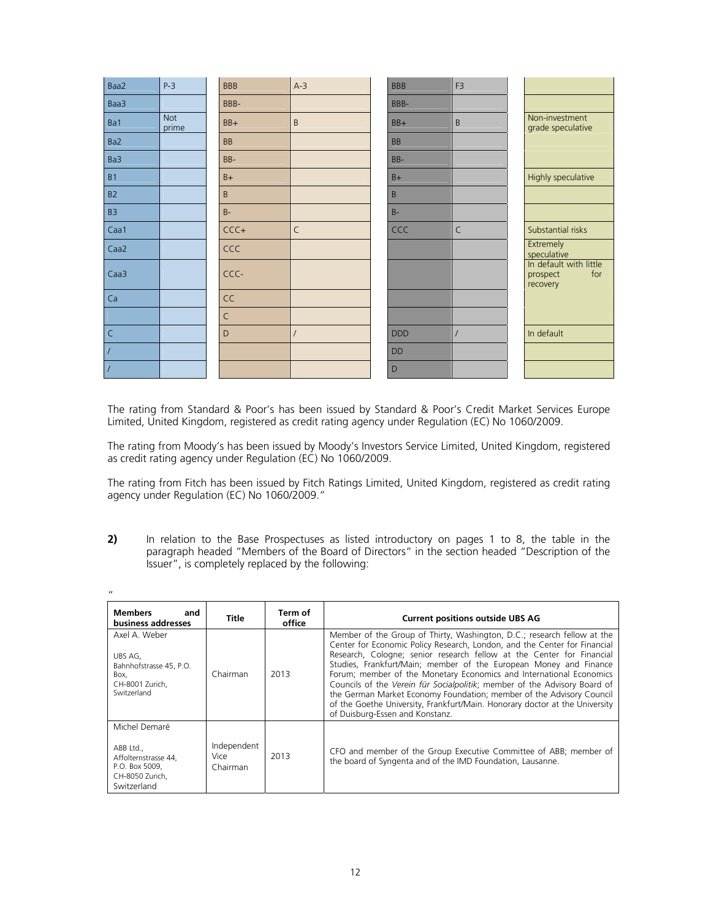| Baa2 | P-3 | BBB | A-3 | BBB | F3 | |
|---|---|---|---|---|---|---|
| Baa3 | | BBB- | | BBB- | | |
| Ba1 | Not prime | BB+ | B | BB+ | B | Non-investment grade speculative |
| Ba2 | | BB | | BB | | |
| Ba3 | | BB- | | BB- | | |
| B1 | | B+ | | B+ | | Highly speculative |
| B2 | | B | | B | | |
| B3 | | B- | | B- | | |
| Caa1 | | CCC+ | C | CCC | C | Substantial risks |
| Caa2 | | CCC | | | | Extremely speculative |
| Caa3 | | CCC- | | | | In default with little prospect for recovery |
| Ca | | CC | | | | |
| | | C | | | | |
| C | | D | / | DDD | / | In default |
| / | | | | DD | | |
| / | | | | D | | |

The rating from Standard & Poor's has been issued by Standard & Poor's Credit Market Services Europe Limited, United Kingdom, registered as credit rating agency under Regulation (EC) No 1060/2009.

The rating from Moody's has been issued by Moody's Investors Service Limited, United Kingdom, registered as credit rating agency under Regulation (EC) No 1060/2009.

The rating from Fitch has been issued by Fitch Ratings Limited, United Kingdom, registered as credit rating agency under Regulation (EC) No 1060/2009."

**2)** In relation to the Base Prospectuses as listed introductory on pages 1 to 8, the table in the paragraph headed "Members of the Board of Directors" in the section headed "Description of the Issuer", is completely replaced by the following:

"

| **Members and business addresses** | **Title** | **Term of office** | **Current positions outside UBS AG** |
|---|---|---|---|
| Axel A. Weber<br><br>UBS AG, Bahnhofstrasse 45, P.O. Box, CH-8001 Zurich, Switzerland | Chairman | 2013 | Member of the Group of Thirty, Washington, D.C.; research fellow at the Center for Economic Policy Research, London, and the Center for Financial Research, Cologne; senior research fellow at the Center for Financial Studies, Frankfurt/Main; member of the European Money and Finance Forum; member of the Monetary Economics and International Economics Councils of the *Verein für Socialpolitik*; member of the Advisory Board of the German Market Economy Foundation; member of the Advisory Council of the Goethe University, Frankfurt/Main. Honorary doctor at the University of Duisburg-Essen and Konstanz. |
| Michel Demaré<br><br>ABB Ltd., Affolternstrasse 44, P.O. Box 5009, CH-8050 Zurich, Switzerland | Independent Vice Chairman | 2013 | CFO and member of the Group Executive Committee of ABB; member of the board of Syngenta and of the IMD Foundation, Lausanne. |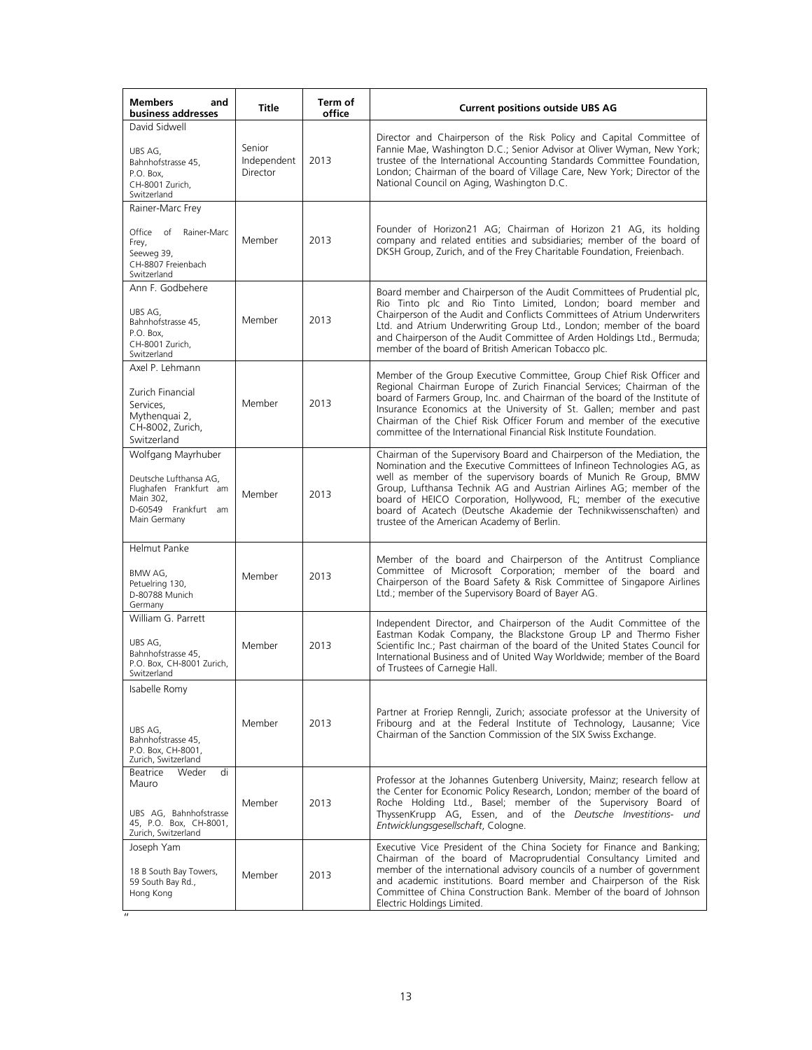| Members and business addresses | Title | Term of office | Current positions outside UBS AG |
|---|---|---|---|
| David Sidwell<br><br>UBS AG, Bahnhofstrasse 45, P.O. Box, CH-8001 Zurich, Switzerland | Senior Independent Director | 2013 | Director and Chairperson of the Risk Policy and Capital Committee of Fannie Mae, Washington D.C.; Senior Advisor at Oliver Wyman, New York; trustee of the International Accounting Standards Committee Foundation, London; Chairman of the board of Village Care, New York; Director of the National Council on Aging, Washington D.C. |
| Rainer-Marc Frey<br><br>Office of Rainer-Marc Frey, Seeweg 39, CH-8807 Freienbach Switzerland | Member | 2013 | Founder of Horizon21 AG; Chairman of Horizon 21 AG, its holding company and related entities and subsidiaries; member of the board of DKSH Group, Zurich, and of the Frey Charitable Foundation, Freienbach. |
| Ann F. Godbehere<br><br>UBS AG, Bahnhofstrasse 45, P.O. Box, CH-8001 Zurich, Switzerland | Member | 2013 | Board member and Chairperson of the Audit Committees of Prudential plc, Rio Tinto plc and Rio Tinto Limited, London; board member and Chairperson of the Audit and Conflicts Committees of Atrium Underwriters Ltd. and Atrium Underwriting Group Ltd., London; member of the board and Chairperson of the Audit Committee of Arden Holdings Ltd., Bermuda; member of the board of British American Tobacco plc. |
| Axel P. Lehmann<br><br>Zurich Financial Services, Mythenquai 2, CH-8002, Zurich, Switzerland | Member | 2013 | Member of the Group Executive Committee, Group Chief Risk Officer and Regional Chairman Europe of Zurich Financial Services; Chairman of the board of Farmers Group, Inc. and Chairman of the board of the Institute of Insurance Economics at the University of St. Gallen; member and past Chairman of the Chief Risk Officer Forum and member of the executive committee of the International Financial Risk Institute Foundation. |
| Wolfgang Mayrhuber<br><br>Deutsche Lufthansa AG, Flughafen Frankfurt am Main 302, D-60549 Frankfurt am Main Germany | Member | 2013 | Chairman of the Supervisory Board and Chairperson of the Mediation, the Nomination and the Executive Committees of Infineon Technologies AG, as well as member of the supervisory boards of Munich Re Group, BMW Group, Lufthansa Technik AG and Austrian Airlines AG; member of the board of HEICO Corporation, Hollywood, FL; member of the executive board of Acatech (Deutsche Akademie der Technikwissenschaften) and trustee of the American Academy of Berlin. |
| Helmut Panke<br><br>BMW AG, Petuelring 130, D-80788 Munich Germany | Member | 2013 | Member of the board and Chairperson of the Antitrust Compliance Committee of Microsoft Corporation; member of the board and Chairperson of the Board Safety & Risk Committee of Singapore Airlines Ltd.; member of the Supervisory Board of Bayer AG. |
| William G. Parrett<br><br>UBS AG, Bahnhofstrasse 45, P.O. Box, CH-8001 Zurich, Switzerland | Member | 2013 | Independent Director, and Chairperson of the Audit Committee of the Eastman Kodak Company, the Blackstone Group LP and Thermo Fisher Scientific Inc.; Past chairman of the board of the United States Council for International Business and of United Way Worldwide; member of the Board of Trustees of Carnegie Hall. |
| Isabelle Romy<br><br>UBS AG, Bahnhofstrasse 45, P.O. Box, CH-8001, Zurich, Switzerland | Member | 2013 | Partner at Froriep Renngli, Zurich; associate professor at the University of Fribourg and at the Federal Institute of Technology, Lausanne; Vice Chairman of the Sanction Commission of the SIX Swiss Exchange. |
| Beatrice Weder di Mauro<br><br>UBS AG, Bahnhofstrasse 45, P.O. Box, CH-8001, Zurich, Switzerland | Member | 2013 | Professor at the Johannes Gutenberg University, Mainz; research fellow at the Center for Economic Policy Research, London; member of the board of Roche Holding Ltd., Basel; member of the Supervisory Board of ThyssenKrupp AG, Essen, and of the *Deutsche Investitions- und Entwicklungsgesellschaft*, Cologne. |
| Joseph Yam<br><br>18 B South Bay Towers, 59 South Bay Rd., Hong Kong | Member | 2013 | Executive Vice President of the China Society for Finance and Banking; Chairman of the board of Macroprudential Consultancy Limited and member of the international advisory councils of a number of government and academic institutions. Board member and Chairperson of the Risk Committee of China Construction Bank. Member of the board of Johnson Electric Holdings Limited. |

"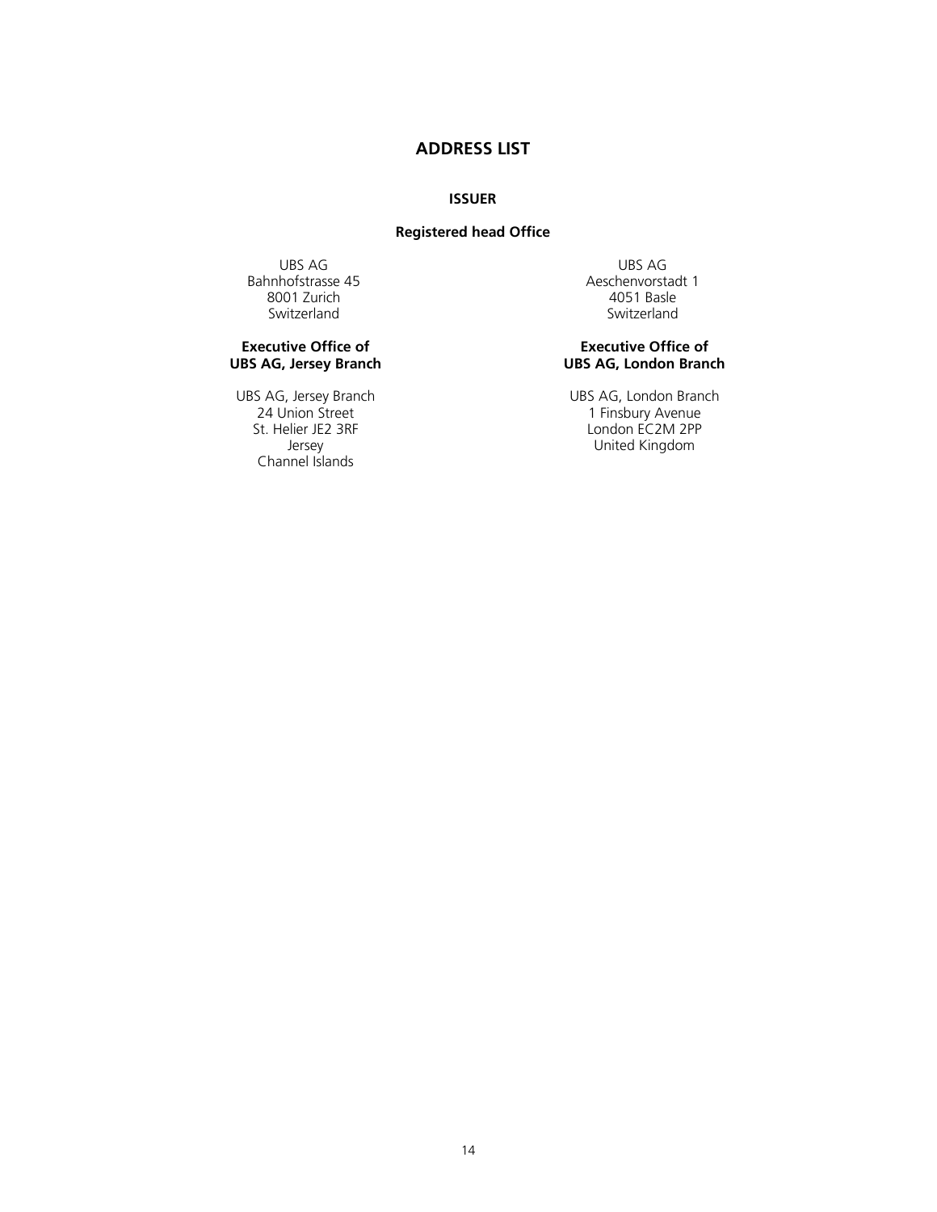# ADDRESS LIST

## ISSUER

### Registered head Office

UBS AG
Bahnhofstrasse 45
8001 Zurich
Switzerland

UBS AG
Aeschenvorstadt 1
4051 Basle
Switzerland

**Executive Office of UBS AG, Jersey Branch**

UBS AG, Jersey Branch
24 Union Street
St. Helier JE2 3RF
Jersey
Channel Islands

**Executive Office of UBS AG, London Branch**

UBS AG, London Branch
1 Finsbury Avenue
London EC2M 2PP
United Kingdom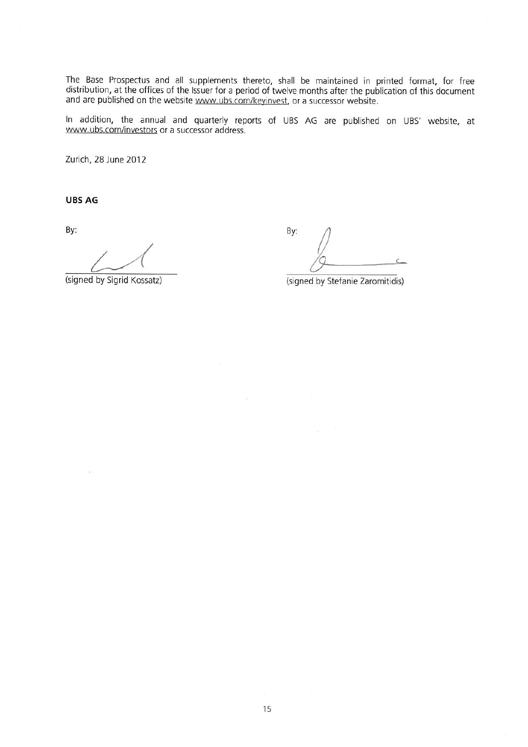The Base Prospectus and all supplements thereto, shall be maintained in printed format, for free distribution, at the offices of the Issuer for a period of twelve months after the publication of this document and are published on the website www.ubs.com/keyinvest, or a successor website.

In addition, the annual and quarterly reports of UBS AG are published on UBS' website, at www.ubs.com/investors or a successor address.

Zurich, 28 June 2012

**UBS AG**

| | |
|---|---|
| By: | By: |
| (signed by Sigrid Kossatz) | (signed by Stefanie Zaromitidis) |